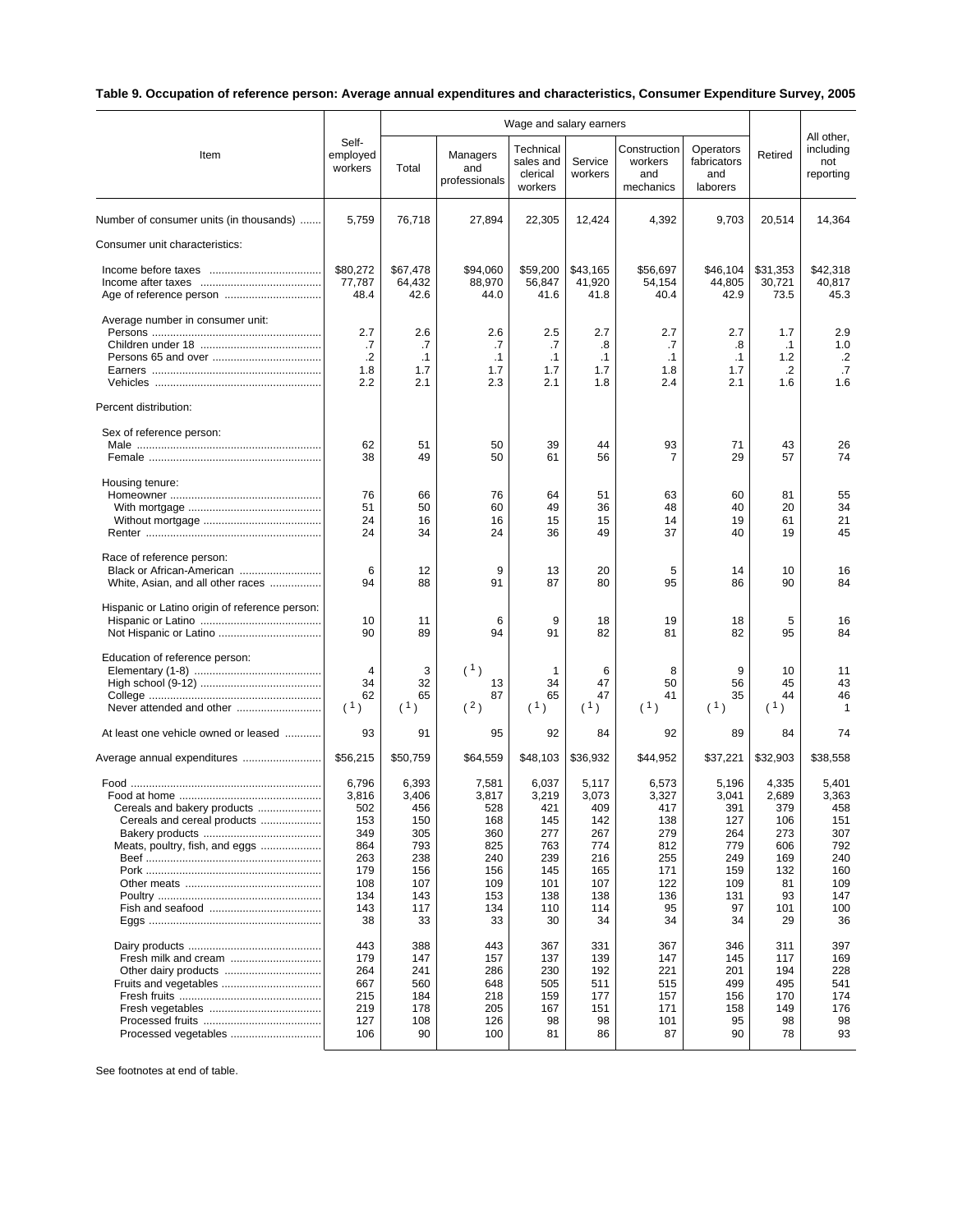**Table 9. Occupation of reference person: Average annual expenditures and characteristics, Consumer Expenditure Survey, 2005**

| Item | Self-employed workers | Wage and salary earners | | | | | | Retired | All other, including not reporting |
|---|---|---|---|---|---|---|---|---|---|
| | | Total | Managers and professionals | Technical sales and clerical workers | Service workers | Construction workers and mechanics | Operators fabricators and laborers | | |
| Number of consumer units (in thousands) | 5,759 | 76,718 | 27,894 | 22,305 | 12,424 | 4,392 | 9,703 | 20,514 | 14,364 |
| Consumer unit characteristics: | | | | | | | | | |
| Income before taxes | $80,272 | $67,478 | $94,060 | $59,200 | $43,165 | $56,697 | $46,104 | $31,353 | $42,318 |
| Income after taxes | 77,787 | 64,432 | 88,970 | 56,847 | 41,920 | 54,154 | 44,805 | 30,721 | 40,817 |
| Age of reference person | 48.4 | 42.6 | 44.0 | 41.6 | 41.8 | 40.4 | 42.9 | 73.5 | 45.3 |
| Average number in consumer unit: | | | | | | | | | |
| Persons | 2.7 | 2.6 | 2.6 | 2.5 | 2.7 | 2.7 | 2.7 | 1.7 | 2.9 |
| Children under 18 | .7 | .7 | .7 | .7 | .8 | .7 | .8 | .1 | 1.0 |
| Persons 65 and over | .2 | .1 | .1 | .1 | .1 | .1 | .1 | 1.2 | .2 |
| Earners | 1.8 | 1.7 | 1.7 | 1.7 | 1.7 | 1.8 | 1.7 | .2 | .7 |
| Vehicles | 2.2 | 2.1 | 2.3 | 2.1 | 1.8 | 2.4 | 2.1 | 1.6 | 1.6 |
| Percent distribution: | | | | | | | | | |
| Sex of reference person: | | | | | | | | | |
| Male | 62 | 51 | 50 | 39 | 44 | 93 | 71 | 43 | 26 |
| Female | 38 | 49 | 50 | 61 | 56 | 7 | 29 | 57 | 74 |
| Housing tenure: | | | | | | | | | |
| Homeowner | 76 | 66 | 76 | 64 | 51 | 63 | 60 | 81 | 55 |
| With mortgage | 51 | 50 | 60 | 49 | 36 | 48 | 40 | 20 | 34 |
| Without mortgage | 24 | 16 | 16 | 15 | 15 | 14 | 19 | 61 | 21 |
| Renter | 24 | 34 | 24 | 36 | 49 | 37 | 40 | 19 | 45 |
| Race of reference person: | | | | | | | | | |
| Black or African-American | 6 | 12 | 9 | 13 | 20 | 5 | 14 | 10 | 16 |
| White, Asian, and all other races | 94 | 88 | 91 | 87 | 80 | 95 | 86 | 90 | 84 |
| Hispanic or Latino origin of reference person: | | | | | | | | | |
| Hispanic or Latino | 10 | 11 | 6 | 9 | 18 | 19 | 18 | 5 | 16 |
| Not Hispanic or Latino | 90 | 89 | 94 | 91 | 82 | 81 | 82 | 95 | 84 |
| Education of reference person: | | | | | | | | | |
| Elementary (1-8) | 4 | 3 | (1) | 1 | 6 | 8 | 9 | 10 | 11 |
| High school (9-12) | 34 | 32 | 13 | 34 | 47 | 50 | 56 | 45 | 43 |
| College | 62 | 65 | 87 | 65 | 47 | 41 | 35 | 44 | 46 |
| Never attended and other | (1) | (1) | (2) | (1) | (1) | (1) | (1) | (1) | 1 |
| At least one vehicle owned or leased | 93 | 91 | 95 | 92 | 84 | 92 | 89 | 84 | 74 |
| Average annual expenditures | $56,215 | $50,759 | $64,559 | $48,103 | $36,932 | $44,952 | $37,221 | $32,903 | $38,558 |
| Food | 6,796 | 6,393 | 7,581 | 6,037 | 5,117 | 6,573 | 5,196 | 4,335 | 5,401 |
| Food at home | 3,816 | 3,406 | 3,817 | 3,219 | 3,073 | 3,327 | 3,041 | 2,689 | 3,363 |
| Cereals and bakery products | 502 | 456 | 528 | 421 | 409 | 417 | 391 | 379 | 458 |
| Cereals and cereal products | 153 | 150 | 168 | 145 | 142 | 138 | 127 | 106 | 151 |
| Bakery products | 349 | 305 | 360 | 277 | 267 | 279 | 264 | 273 | 307 |
| Meats, poultry, fish, and eggs | 864 | 793 | 825 | 763 | 774 | 812 | 779 | 606 | 792 |
| Beef | 263 | 238 | 240 | 239 | 216 | 255 | 249 | 169 | 240 |
| Pork | 179 | 156 | 156 | 145 | 165 | 171 | 159 | 132 | 160 |
| Other meats | 108 | 107 | 109 | 101 | 107 | 122 | 109 | 81 | 109 |
| Poultry | 134 | 143 | 153 | 138 | 138 | 136 | 131 | 93 | 147 |
| Fish and seafood | 143 | 117 | 134 | 110 | 114 | 95 | 97 | 101 | 100 |
| Eggs | 38 | 33 | 33 | 30 | 34 | 34 | 34 | 29 | 36 |
| Dairy products | 443 | 388 | 443 | 367 | 331 | 367 | 346 | 311 | 397 |
| Fresh milk and cream | 179 | 147 | 157 | 137 | 139 | 147 | 145 | 117 | 169 |
| Other dairy products | 264 | 241 | 286 | 230 | 192 | 221 | 201 | 194 | 228 |
| Fruits and vegetables | 667 | 560 | 648 | 505 | 511 | 515 | 499 | 495 | 541 |
| Fresh fruits | 215 | 184 | 218 | 159 | 177 | 157 | 156 | 170 | 174 |
| Fresh vegetables | 219 | 178 | 205 | 167 | 151 | 171 | 158 | 149 | 176 |
| Processed fruits | 127 | 108 | 126 | 98 | 98 | 101 | 95 | 98 | 98 |
| Processed vegetables | 106 | 90 | 100 | 81 | 86 | 87 | 90 | 78 | 93 |

See footnotes at end of table.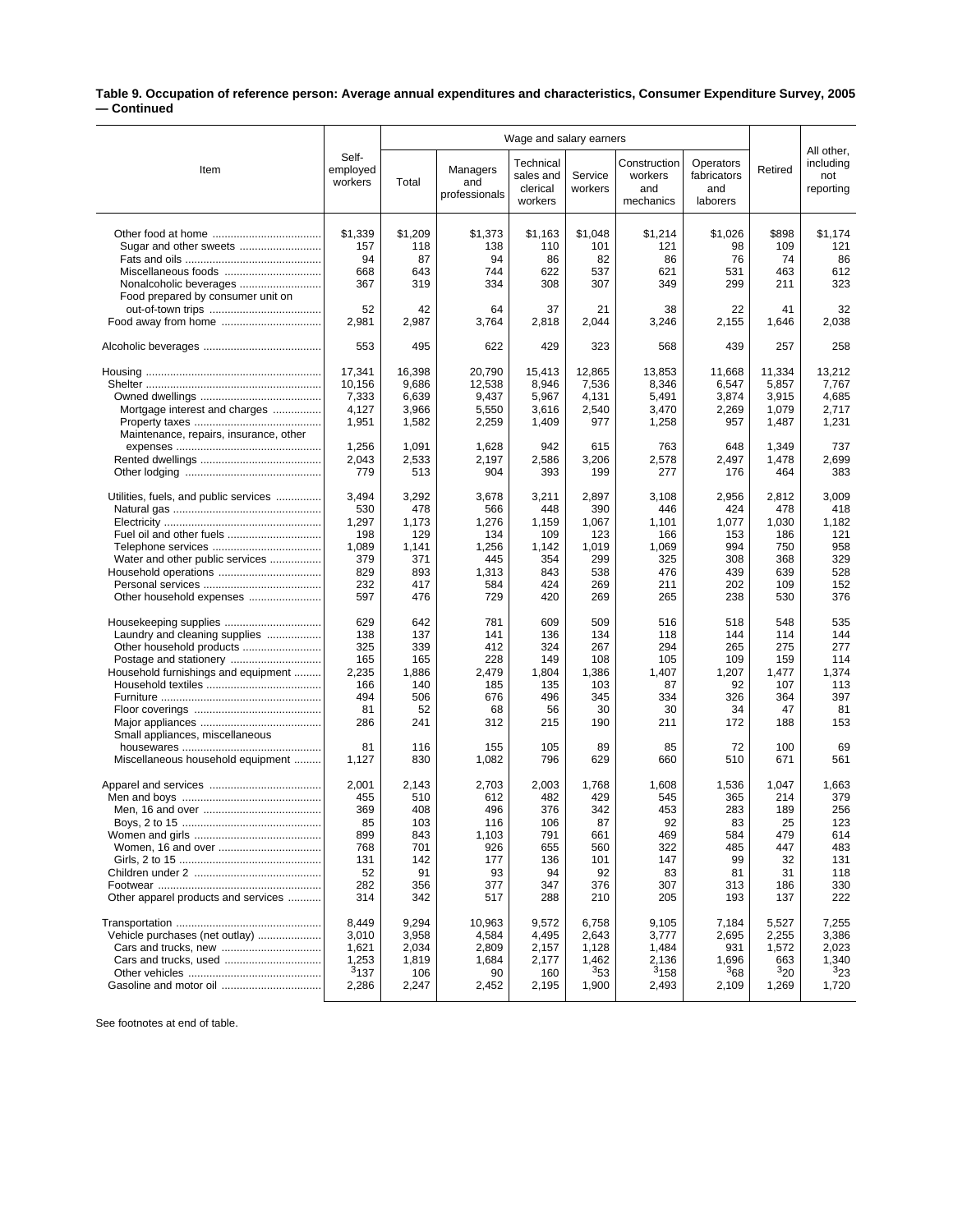**Table 9. Occupation of reference person: Average annual expenditures and characteristics, Consumer Expenditure Survey, 2005 — Continued**

| Item | Self-employed workers | Wage and salary earners: Total | Managers and professionals | Technical sales and clerical workers | Service workers | Construction workers and mechanics | Operators fabricators and laborers | Retired | All other, including not reporting |
|---|---|---|---|---|---|---|---|---|---|
| Other food at home | $1,339 | $1,209 | $1,373 | $1,163 | $1,048 | $1,214 | $1,026 | $898 | $1,174 |
| Sugar and other sweets | 157 | 118 | 138 | 110 | 101 | 121 | 98 | 109 | 121 |
| Fats and oils | 94 | 87 | 94 | 86 | 82 | 86 | 76 | 74 | 86 |
| Miscellaneous foods | 668 | 643 | 744 | 622 | 537 | 621 | 531 | 463 | 612 |
| Nonalcoholic beverages | 367 | 319 | 334 | 308 | 307 | 349 | 299 | 211 | 323 |
| Food prepared by consumer unit on out-of-town trips | 52 | 42 | 64 | 37 | 21 | 38 | 22 | 41 | 32 |
| Food away from home | 2,981 | 2,987 | 3,764 | 2,818 | 2,044 | 3,246 | 2,155 | 1,646 | 2,038 |
| Alcoholic beverages | 553 | 495 | 622 | 429 | 323 | 568 | 439 | 257 | 258 |
| Housing | 17,341 | 16,398 | 20,790 | 15,413 | 12,865 | 13,853 | 11,668 | 11,334 | 13,212 |
| Shelter | 10,156 | 9,686 | 12,538 | 8,946 | 7,536 | 8,346 | 6,547 | 5,857 | 7,767 |
| Owned dwellings | 7,333 | 6,639 | 9,437 | 5,967 | 4,131 | 5,491 | 3,874 | 3,915 | 4,685 |
| Mortgage interest and charges | 4,127 | 3,966 | 5,550 | 3,616 | 2,540 | 3,470 | 2,269 | 1,079 | 2,717 |
| Property taxes | 1,951 | 1,582 | 2,259 | 1,409 | 977 | 1,258 | 957 | 1,487 | 1,231 |
| Maintenance, repairs, insurance, other expenses | 1,256 | 1,091 | 1,628 | 942 | 615 | 763 | 648 | 1,349 | 737 |
| Rented dwellings | 2,043 | 2,533 | 2,197 | 2,586 | 3,206 | 2,578 | 2,497 | 1,478 | 2,699 |
| Other lodging | 779 | 513 | 904 | 393 | 199 | 277 | 176 | 464 | 383 |
| Utilities, fuels, and public services | 3,494 | 3,292 | 3,678 | 3,211 | 2,897 | 3,108 | 2,956 | 2,812 | 3,009 |
| Natural gas | 530 | 478 | 566 | 448 | 390 | 446 | 424 | 478 | 418 |
| Electricity | 1,297 | 1,173 | 1,276 | 1,159 | 1,067 | 1,101 | 1,077 | 1,030 | 1,182 |
| Fuel oil and other fuels | 198 | 129 | 134 | 109 | 123 | 166 | 153 | 186 | 121 |
| Telephone services | 1,089 | 1,141 | 1,256 | 1,142 | 1,019 | 1,069 | 994 | 750 | 958 |
| Water and other public services | 379 | 371 | 445 | 354 | 299 | 325 | 308 | 368 | 329 |
| Household operations | 829 | 893 | 1,313 | 843 | 538 | 476 | 439 | 639 | 528 |
| Personal services | 232 | 417 | 584 | 424 | 269 | 211 | 202 | 109 | 152 |
| Other household expenses | 597 | 476 | 729 | 420 | 269 | 265 | 238 | 530 | 376 |
| Housekeeping supplies | 629 | 642 | 781 | 609 | 509 | 516 | 518 | 548 | 535 |
| Laundry and cleaning supplies | 138 | 137 | 141 | 136 | 134 | 118 | 144 | 114 | 144 |
| Other household products | 325 | 339 | 412 | 324 | 267 | 294 | 265 | 275 | 277 |
| Postage and stationery | 165 | 165 | 228 | 149 | 108 | 105 | 109 | 159 | 114 |
| Household furnishings and equipment | 2,235 | 1,886 | 2,479 | 1,804 | 1,386 | 1,407 | 1,207 | 1,477 | 1,374 |
| Household textiles | 166 | 140 | 185 | 135 | 103 | 87 | 92 | 107 | 113 |
| Furniture | 494 | 506 | 676 | 496 | 345 | 334 | 326 | 364 | 397 |
| Floor coverings | 81 | 52 | 68 | 56 | 30 | 30 | 34 | 47 | 81 |
| Major appliances | 286 | 241 | 312 | 215 | 190 | 211 | 172 | 188 | 153 |
| Small appliances, miscellaneous housewares | 81 | 116 | 155 | 105 | 89 | 85 | 72 | 100 | 69 |
| Miscellaneous household equipment | 1,127 | 830 | 1,082 | 796 | 629 | 660 | 510 | 671 | 561 |
| Apparel and services | 2,001 | 2,143 | 2,703 | 2,003 | 1,768 | 1,608 | 1,536 | 1,047 | 1,663 |
| Men and boys | 455 | 510 | 612 | 482 | 429 | 545 | 365 | 214 | 379 |
| Men, 16 and over | 369 | 408 | 496 | 376 | 342 | 453 | 283 | 189 | 256 |
| Boys, 2 to 15 | 85 | 103 | 116 | 106 | 87 | 92 | 83 | 25 | 123 |
| Women and girls | 899 | 843 | 1,103 | 791 | 661 | 469 | 584 | 479 | 614 |
| Women, 16 and over | 768 | 701 | 926 | 655 | 560 | 322 | 485 | 447 | 483 |
| Girls, 2 to 15 | 131 | 142 | 177 | 136 | 101 | 147 | 99 | 32 | 131 |
| Children under 2 | 52 | 91 | 93 | 94 | 92 | 83 | 81 | 31 | 118 |
| Footwear | 282 | 356 | 377 | 347 | 376 | 307 | 313 | 186 | 330 |
| Other apparel products and services | 314 | 342 | 517 | 288 | 210 | 205 | 193 | 137 | 222 |
| Transportation | 8,449 | 9,294 | 10,963 | 9,572 | 6,758 | 9,105 | 7,184 | 5,527 | 7,255 |
| Vehicle purchases (net outlay) | 3,010 | 3,958 | 4,584 | 4,495 | 2,643 | 3,777 | 2,695 | 2,255 | 3,386 |
| Cars and trucks, new | 1,621 | 2,034 | 2,809 | 2,157 | 1,128 | 1,484 | 931 | 1,572 | 2,023 |
| Cars and trucks, used | 1,253 | 1,819 | 1,684 | 2,177 | 1,462 | 2,136 | 1,696 | 663 | 1,340 |
| Other vehicles | [3]137 | 106 | 90 | 160 | [3]53 | [3]158 | [3]68 | [3]20 | [3]23 |
| Gasoline and motor oil | 2,286 | 2,247 | 2,452 | 2,195 | 1,900 | 2,493 | 2,109 | 1,269 | 1,720 |

See footnotes at end of table.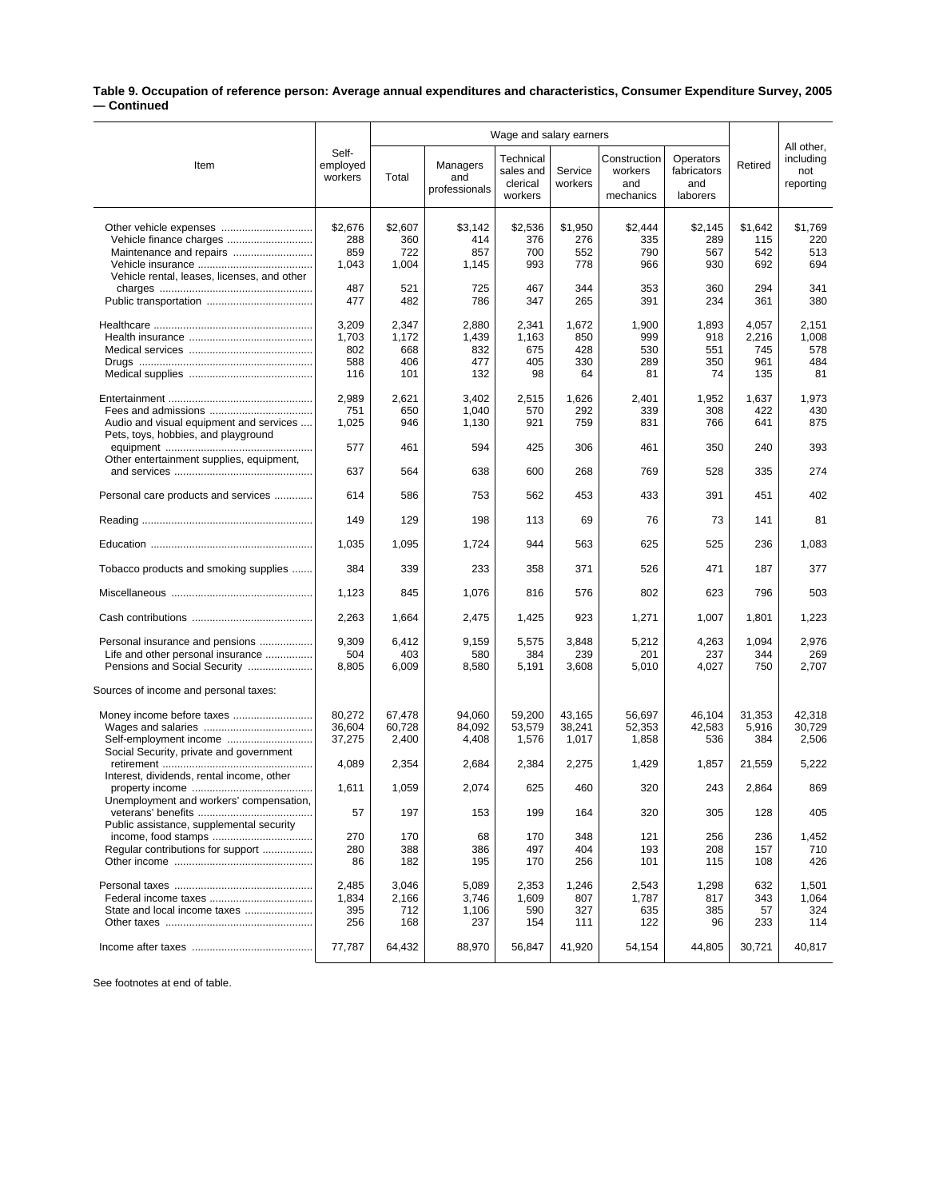**Table 9. Occupation of reference person: Average annual expenditures and characteristics, Consumer Expenditure Survey, 2005 — Continued**

| Item | Self-employed workers | Wage and salary earners | | | | | | Retired | All other, including not reporting |
|---|---|---|---|---|---|---|---|---|---|
| | | Total | Managers and professionals | Technical sales and clerical workers | Service workers | Construction workers and mechanics | Operators fabricators and laborers | | |
| Other vehicle expenses | $2,676 | $2,607 | $3,142 | $2,536 | $1,950 | $2,444 | $2,145 | $1,642 | $1,769 |
| Vehicle finance charges | 288 | 360 | 414 | 376 | 276 | 335 | 289 | 115 | 220 |
| Maintenance and repairs | 859 | 722 | 857 | 700 | 552 | 790 | 567 | 542 | 513 |
| Vehicle insurance | 1,043 | 1,004 | 1,145 | 993 | 778 | 966 | 930 | 692 | 694 |
| Vehicle rental, leases, licenses, and other charges | 487 | 521 | 725 | 467 | 344 | 353 | 360 | 294 | 341 |
| Public transportation | 477 | 482 | 786 | 347 | 265 | 391 | 234 | 361 | 380 |
| Healthcare | 3,209 | 2,347 | 2,880 | 2,341 | 1,672 | 1,900 | 1,893 | 4,057 | 2,151 |
| Health insurance | 1,703 | 1,172 | 1,439 | 1,163 | 850 | 999 | 918 | 2,216 | 1,008 |
| Medical services | 802 | 668 | 832 | 675 | 428 | 530 | 551 | 745 | 578 |
| Drugs | 588 | 406 | 477 | 405 | 330 | 289 | 350 | 961 | 484 |
| Medical supplies | 116 | 101 | 132 | 98 | 64 | 81 | 74 | 135 | 81 |
| Entertainment | 2,989 | 2,621 | 3,402 | 2,515 | 1,626 | 2,401 | 1,952 | 1,637 | 1,973 |
| Fees and admissions | 751 | 650 | 1,040 | 570 | 292 | 339 | 308 | 422 | 430 |
| Audio and visual equipment and services | 1,025 | 946 | 1,130 | 921 | 759 | 831 | 766 | 641 | 875 |
| Pets, toys, hobbies, and playground equipment | 577 | 461 | 594 | 425 | 306 | 461 | 350 | 240 | 393 |
| Other entertainment supplies, equipment, and services | 637 | 564 | 638 | 600 | 268 | 769 | 528 | 335 | 274 |
| Personal care products and services | 614 | 586 | 753 | 562 | 453 | 433 | 391 | 451 | 402 |
| Reading | 149 | 129 | 198 | 113 | 69 | 76 | 73 | 141 | 81 |
| Education | 1,035 | 1,095 | 1,724 | 944 | 563 | 625 | 525 | 236 | 1,083 |
| Tobacco products and smoking supplies | 384 | 339 | 233 | 358 | 371 | 526 | 471 | 187 | 377 |
| Miscellaneous | 1,123 | 845 | 1,076 | 816 | 576 | 802 | 623 | 796 | 503 |
| Cash contributions | 2,263 | 1,664 | 2,475 | 1,425 | 923 | 1,271 | 1,007 | 1,801 | 1,223 |
| Personal insurance and pensions | 9,309 | 6,412 | 9,159 | 5,575 | 3,848 | 5,212 | 4,263 | 1,094 | 2,976 |
| Life and other personal insurance | 504 | 403 | 580 | 384 | 239 | 201 | 237 | 344 | 269 |
| Pensions and Social Security | 8,805 | 6,009 | 8,580 | 5,191 | 3,608 | 5,010 | 4,027 | 750 | 2,707 |
| Sources of income and personal taxes: | | | | | | | | | |
| Money income before taxes | 80,272 | 67,478 | 94,060 | 59,200 | 43,165 | 56,697 | 46,104 | 31,353 | 42,318 |
| Wages and salaries | 36,604 | 60,728 | 84,092 | 53,579 | 38,241 | 52,353 | 42,583 | 5,916 | 30,729 |
| Self-employment income | 37,275 | 2,400 | 4,408 | 1,576 | 1,017 | 1,858 | 536 | 384 | 2,506 |
| Social Security, private and government retirement | 4,089 | 2,354 | 2,684 | 2,384 | 2,275 | 1,429 | 1,857 | 21,559 | 5,222 |
| Interest, dividends, rental income, other property income | 1,611 | 1,059 | 2,074 | 625 | 460 | 320 | 243 | 2,864 | 869 |
| Unemployment and workers' compensation, veterans' benefits | 57 | 197 | 153 | 199 | 164 | 320 | 305 | 128 | 405 |
| Public assistance, supplemental security income, food stamps | 270 | 170 | 68 | 170 | 348 | 121 | 256 | 236 | 1,452 |
| Regular contributions for support | 280 | 388 | 386 | 497 | 404 | 193 | 208 | 157 | 710 |
| Other income | 86 | 182 | 195 | 170 | 256 | 101 | 115 | 108 | 426 |
| Personal taxes | 2,485 | 3,046 | 5,089 | 2,353 | 1,246 | 2,543 | 1,298 | 632 | 1,501 |
| Federal income taxes | 1,834 | 2,166 | 3,746 | 1,609 | 807 | 1,787 | 817 | 343 | 1,064 |
| State and local income taxes | 395 | 712 | 1,106 | 590 | 327 | 635 | 385 | 57 | 324 |
| Other taxes | 256 | 168 | 237 | 154 | 111 | 122 | 96 | 233 | 114 |
| Income after taxes | 77,787 | 64,432 | 88,970 | 56,847 | 41,920 | 54,154 | 44,805 | 30,721 | 40,817 |

See footnotes at end of table.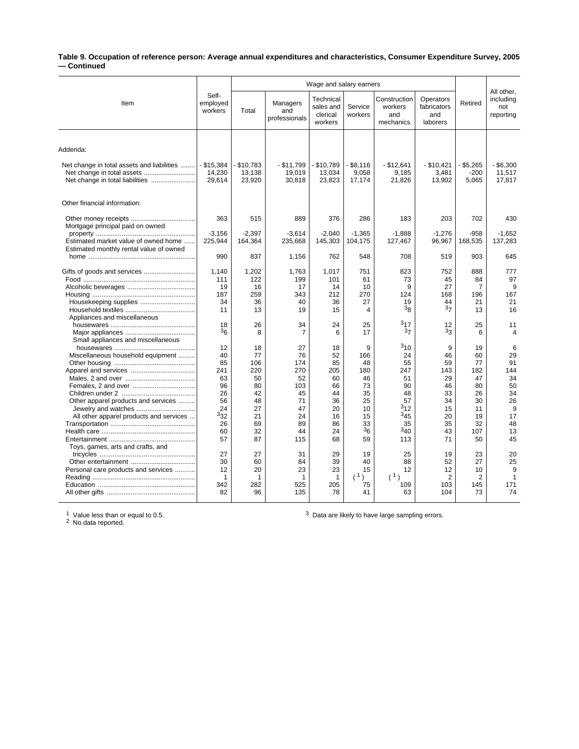**Table 9. Occupation of reference person: Average annual expenditures and characteristics, Consumer Expenditure Survey, 2005 — Continued**

| Item | Self-employed workers | Wage and salary earners: Total | Managers and professionals | Technical sales and clerical workers | Service workers | Construction workers and mechanics | Operators fabricators and laborers | Retired | All other, including not reporting |
|---|---|---|---|---|---|---|---|---|---|
| Addenda: | | | | | | | | | |
| Net change in total assets and liabilities | - $15,384 | - $10,783 | - $11,799 | - $10,789 | - $8,116 | - $12,641 | - $10,421 | - $5,265 | - $6,300 |
| Net change in total assets | 14,230 | 13,138 | 19,019 | 13,034 | 9,058 | 9,185 | 3,481 | -200 | 11,517 |
| Net change in total liabilities | 29,614 | 23,920 | 30,818 | 23,823 | 17,174 | 21,826 | 13,902 | 5,065 | 17,817 |
| Other financial information: | | | | | | | | | |
| Other money receipts | 363 | 515 | 889 | 376 | 286 | 183 | 203 | 702 | 430 |
| Mortgage principal paid on owned property | -3,156 | -2,397 | -3,614 | -2,040 | -1,365 | -1,888 | -1,276 | -958 | -1,652 |
| Estimated market value of owned home | 225,944 | 164,364 | 235,668 | 145,303 | 104,175 | 127,467 | 96,967 | 168,535 | 137,283 |
| Estimated monthly rental value of owned home | 990 | 837 | 1,156 | 762 | 548 | 708 | 519 | 903 | 645 |
| Gifts of goods and services | 1,140 | 1,202 | 1,763 | 1,017 | 751 | 823 | 752 | 888 | 777 |
| Food | 111 | 122 | 199 | 101 | 61 | 73 | 45 | 84 | 97 |
| Alcoholic beverages | 19 | 16 | 17 | 14 | 10 | 9 | 27 | 7 | 9 |
| Housing | 187 | 259 | 343 | 212 | 270 | 124 | 168 | 196 | 167 |
| Housekeeping supplies | 34 | 36 | 40 | 36 | 27 | 19 | 44 | 21 | 21 |
| Household textiles | 11 | 13 | 19 | 15 | 4 | [3]8 | [3]7 | 13 | 16 |
| Appliances and miscellaneous housewares | 18 | 26 | 34 | 24 | 25 | [3]17 | 12 | 25 | 11 |
| Major appliances | [3]6 | 8 | 7 | 6 | 17 | [3]7 | [3]3 | 6 | 4 |
| Small appliances and miscellaneous housewares | 12 | 18 | 27 | 18 | 9 | [3]10 | 9 | 19 | 6 |
| Miscellaneous household equipment | 40 | 77 | 76 | 52 | 166 | 24 | 46 | 60 | 29 |
| Other housing | 85 | 106 | 174 | 85 | 48 | 55 | 59 | 77 | 91 |
| Apparel and services | 241 | 220 | 270 | 205 | 180 | 247 | 143 | 182 | 144 |
| Males, 2 and over | 63 | 50 | 52 | 60 | 46 | 51 | 29 | 47 | 34 |
| Females, 2 and over | 96 | 80 | 103 | 66 | 73 | 90 | 46 | 80 | 50 |
| Children under 2 | 26 | 42 | 45 | 44 | 35 | 48 | 33 | 26 | 34 |
| Other apparel products and services | 56 | 48 | 71 | 36 | 25 | 57 | 34 | 30 | 26 |
| Jewelry and watches | 24 | 27 | 47 | 20 | 10 | [3]12 | 15 | 11 | 9 |
| All other apparel products and services | [3]32 | 21 | 24 | 16 | 15 | [3]45 | 20 | 19 | 17 |
| Transportation | 26 | 69 | 89 | 86 | 33 | 35 | 35 | 32 | 48 |
| Health care | 60 | 32 | 44 | 24 | [3]6 | [3]40 | 43 | 107 | 13 |
| Entertainment | 57 | 87 | 115 | 68 | 59 | 113 | 71 | 50 | 45 |
| Toys, games, arts and crafts, and tricycles | 27 | 27 | 31 | 29 | 19 | 25 | 19 | 23 | 20 |
| Other entertainment | 30 | 60 | 84 | 39 | 40 | 88 | 52 | 27 | 25 |
| Personal care products and services | 12 | 20 | 23 | 23 | 15 | 12 | 12 | 10 | 9 |
| Reading | 1 | 1 | 1 | 1 | ([1]) | ([1]) | 2 | 2 | 1 |
| Education | 342 | 282 | 525 | 205 | 75 | 109 | 103 | 145 | 171 |
| All other gifts | 82 | 96 | 135 | 78 | 41 | 63 | 104 | 73 | 74 |

[1] Value less than or equal to 0.5.
[2] No data reported.
[3] Data are likely to have large sampling errors.